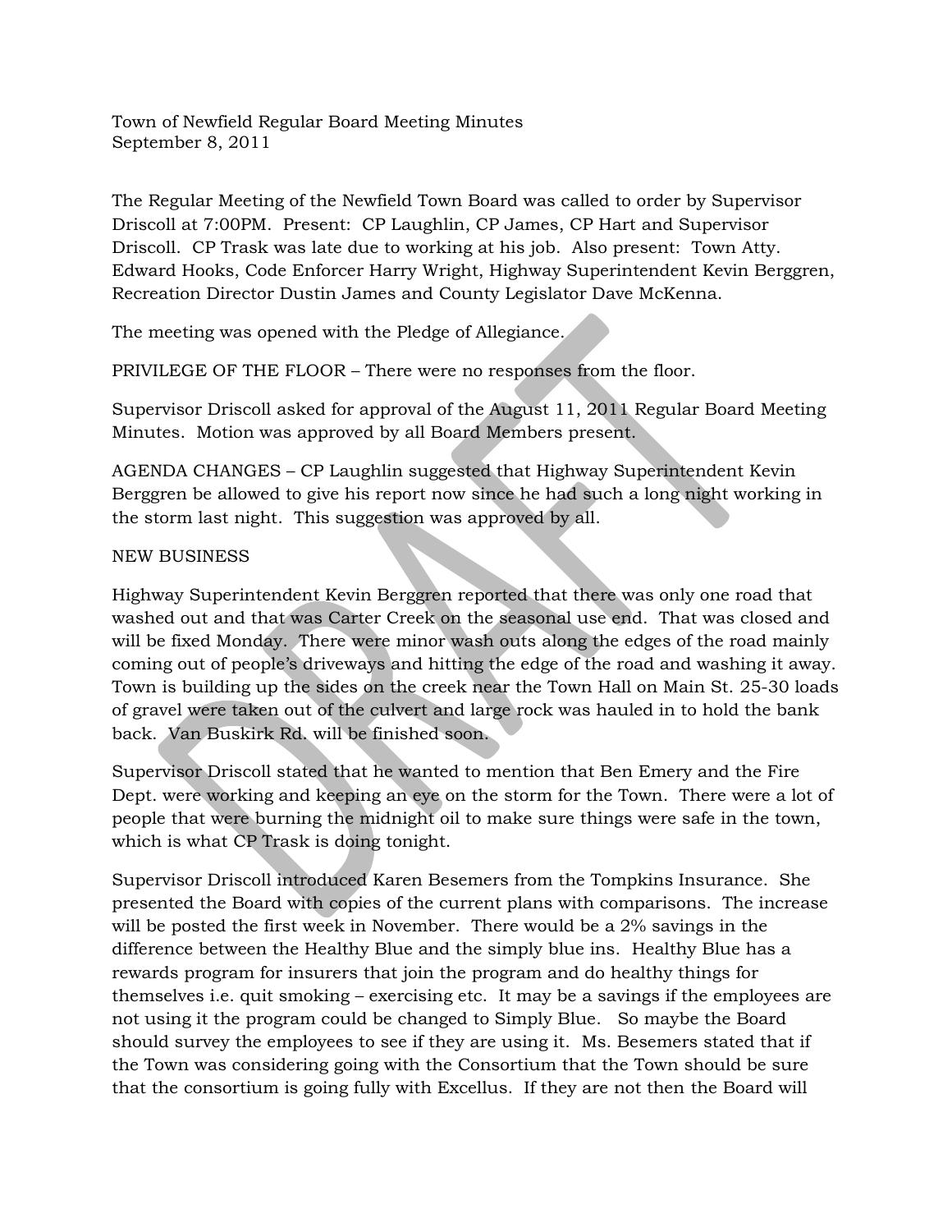Town of Newfield Regular Board Meeting Minutes
September 8, 2011

The Regular Meeting of the Newfield Town Board was called to order by Supervisor Driscoll at 7:00PM. Present: CP Laughlin, CP James, CP Hart and Supervisor Driscoll. CP Trask was late due to working at his job. Also present: Town Atty. Edward Hooks, Code Enforcer Harry Wright, Highway Superintendent Kevin Berggren, Recreation Director Dustin James and County Legislator Dave McKenna.

The meeting was opened with the Pledge of Allegiance.

PRIVILEGE OF THE FLOOR – There were no responses from the floor.

Supervisor Driscoll asked for approval of the August 11, 2011 Regular Board Meeting Minutes. Motion was approved by all Board Members present.

AGENDA CHANGES – CP Laughlin suggested that Highway Superintendent Kevin Berggren be allowed to give his report now since he had such a long night working in the storm last night. This suggestion was approved by all.

NEW BUSINESS

Highway Superintendent Kevin Berggren reported that there was only one road that washed out and that was Carter Creek on the seasonal use end. That was closed and will be fixed Monday. There were minor wash outs along the edges of the road mainly coming out of people's driveways and hitting the edge of the road and washing it away. Town is building up the sides on the creek near the Town Hall on Main St. 25-30 loads of gravel were taken out of the culvert and large rock was hauled in to hold the bank back. Van Buskirk Rd. will be finished soon.

Supervisor Driscoll stated that he wanted to mention that Ben Emery and the Fire Dept. were working and keeping an eye on the storm for the Town. There were a lot of people that were burning the midnight oil to make sure things were safe in the town, which is what CP Trask is doing tonight.

Supervisor Driscoll introduced Karen Besemers from the Tompkins Insurance. She presented the Board with copies of the current plans with comparisons. The increase will be posted the first week in November. There would be a 2% savings in the difference between the Healthy Blue and the simply blue ins. Healthy Blue has a rewards program for insurers that join the program and do healthy things for themselves i.e. quit smoking – exercising etc. It may be a savings if the employees are not using it the program could be changed to Simply Blue. So maybe the Board should survey the employees to see if they are using it. Ms. Besemers stated that if the Town was considering going with the Consortium that the Town should be sure that the consortium is going fully with Excellus. If they are not then the Board will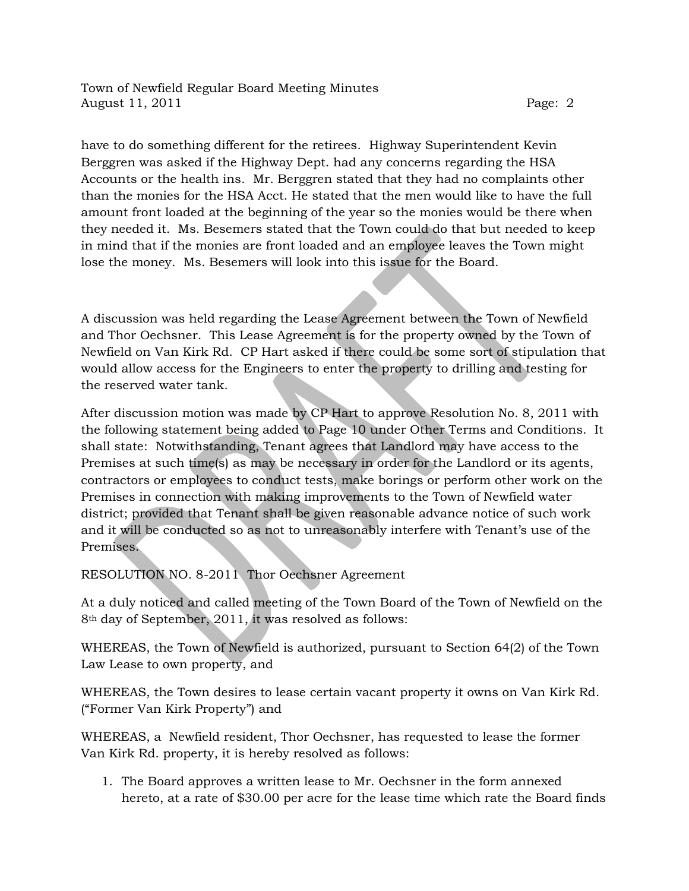have to do something different for the retirees. Highway Superintendent Kevin Berggren was asked if the Highway Dept. had any concerns regarding the HSA Accounts or the health ins. Mr. Berggren stated that they had no complaints other than the monies for the HSA Acct. He stated that the men would like to have the full amount front loaded at the beginning of the year so the monies would be there when they needed it. Ms. Besemers stated that the Town could do that but needed to keep in mind that if the monies are front loaded and an employee leaves the Town might lose the money. Ms. Besemers will look into this issue for the Board.

A discussion was held regarding the Lease Agreement between the Town of Newfield and Thor Oechsner. This Lease Agreement is for the property owned by the Town of Newfield on Van Kirk Rd. CP Hart asked if there could be some sort of stipulation that would allow access for the Engineers to enter the property to drilling and testing for the reserved water tank.

After discussion motion was made by CP Hart to approve Resolution No. 8, 2011 with the following statement being added to Page 10 under Other Terms and Conditions. It shall state: Notwithstanding, Tenant agrees that Landlord may have access to the Premises at such time(s) as may be necessary in order for the Landlord or its agents, contractors or employees to conduct tests, make borings or perform other work on the Premises in connection with making improvements to the Town of Newfield water district; provided that Tenant shall be given reasonable advance notice of such work and it will be conducted so as not to unreasonably interfere with Tenant's use of the Premises.

RESOLUTION NO. 8-2011 Thor Oechsner Agreement

At a duly noticed and called meeting of the Town Board of the Town of Newfield on the 8th day of September, 2011, it was resolved as follows:

WHEREAS, the Town of Newfield is authorized, pursuant to Section 64(2) of the Town Law Lease to own property, and

WHEREAS, the Town desires to lease certain vacant property it owns on Van Kirk Rd. ("Former Van Kirk Property") and

WHEREAS, a Newfield resident, Thor Oechsner, has requested to lease the former Van Kirk Rd. property, it is hereby resolved as follows:

1. The Board approves a written lease to Mr. Oechsner in the form annexed hereto, at a rate of $30.00 per acre for the lease time which rate the Board finds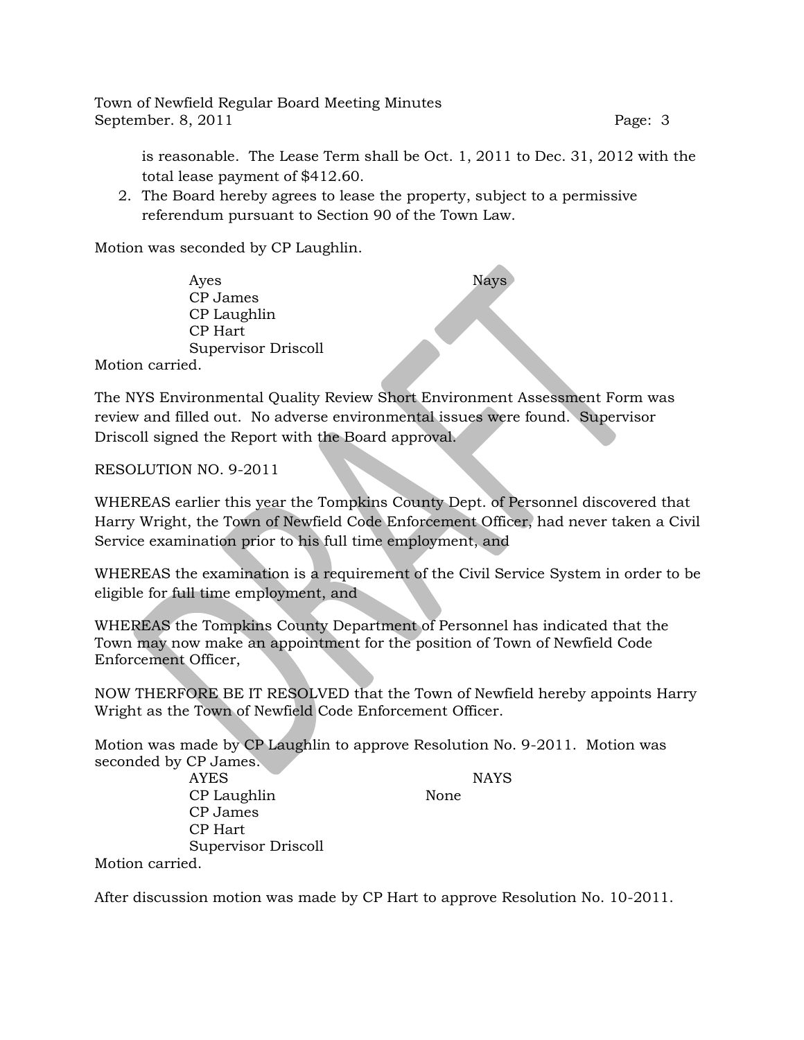is reasonable. The Lease Term shall be Oct. 1, 2011 to Dec. 31, 2012 with the total lease payment of $412.60.

2. The Board hereby agrees to lease the property, subject to a permissive referendum pursuant to Section 90 of the Town Law.

Motion was seconded by CP Laughlin.

| Ayes | Nays |
|---|---|
| CP James | |
| CP Laughlin | |
| CP Hart | |
| Supervisor Driscoll | |

Motion carried.

The NYS Environmental Quality Review Short Environment Assessment Form was review and filled out. No adverse environmental issues were found. Supervisor Driscoll signed the Report with the Board approval.

RESOLUTION NO. 9-2011

WHEREAS earlier this year the Tompkins County Dept. of Personnel discovered that Harry Wright, the Town of Newfield Code Enforcement Officer, had never taken a Civil Service examination prior to his full time employment, and

WHEREAS the examination is a requirement of the Civil Service System in order to be eligible for full time employment, and

WHEREAS the Tompkins County Department of Personnel has indicated that the Town may now make an appointment for the position of Town of Newfield Code Enforcement Officer,

NOW THERFORE BE IT RESOLVED that the Town of Newfield hereby appoints Harry Wright as the Town of Newfield Code Enforcement Officer.

Motion was made by CP Laughlin to approve Resolution No. 9-2011. Motion was seconded by CP James.

| AYES | NAYS |
|---|---|
| CP Laughlin | None |
| CP James | |
| CP Hart | |
| Supervisor Driscoll | |

Motion carried.

After discussion motion was made by CP Hart to approve Resolution No. 10-2011.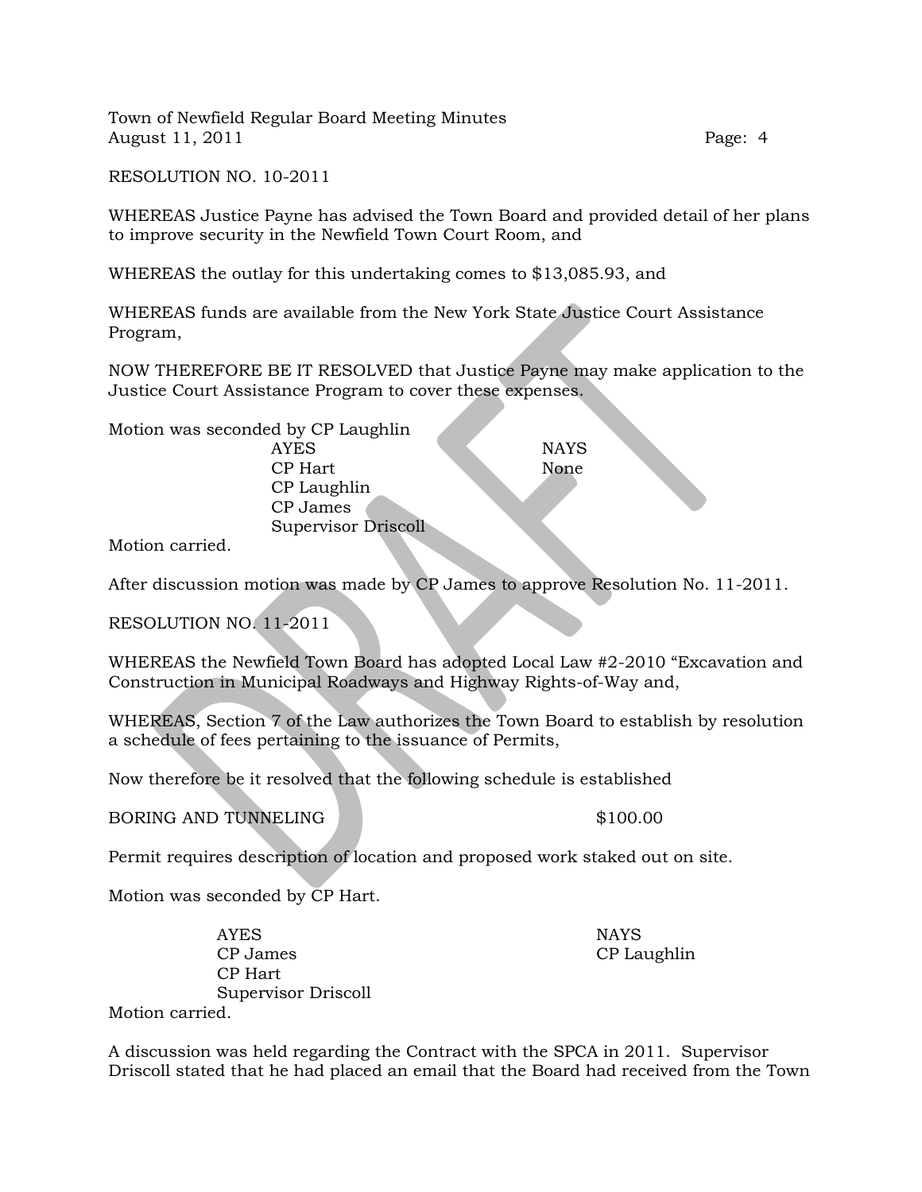RESOLUTION NO. 10-2011

WHEREAS Justice Payne has advised the Town Board and provided detail of her plans to improve security in the Newfield Town Court Room, and

WHEREAS the outlay for this undertaking comes to $13,085.93, and

WHEREAS funds are available from the New York State Justice Court Assistance Program,

NOW THEREFORE BE IT RESOLVED that Justice Payne may make application to the Justice Court Assistance Program to cover these expenses.

Motion was seconded by CP Laughlin

| AYES | NAYS |
|---|---|
| CP Hart | None |
| CP Laughlin | |
| CP James | |
| Supervisor Driscoll | |

Motion carried.

After discussion motion was made by CP James to approve Resolution No. 11-2011.

RESOLUTION NO. 11-2011

WHEREAS the Newfield Town Board has adopted Local Law #2-2010 "Excavation and Construction in Municipal Roadways and Highway Rights-of-Way and,

WHEREAS, Section 7 of the Law authorizes the Town Board to establish by resolution a schedule of fees pertaining to the issuance of Permits,

Now therefore be it resolved that the following schedule is established

BORING AND TUNNELING $100.00

Permit requires description of location and proposed work staked out on site.

Motion was seconded by CP Hart.

| AYES | NAYS |
|---|---|
| CP James | CP Laughlin |
| CP Hart | |
| Supervisor Driscoll | |

Motion carried.

A discussion was held regarding the Contract with the SPCA in 2011. Supervisor Driscoll stated that he had placed an email that the Board had received from the Town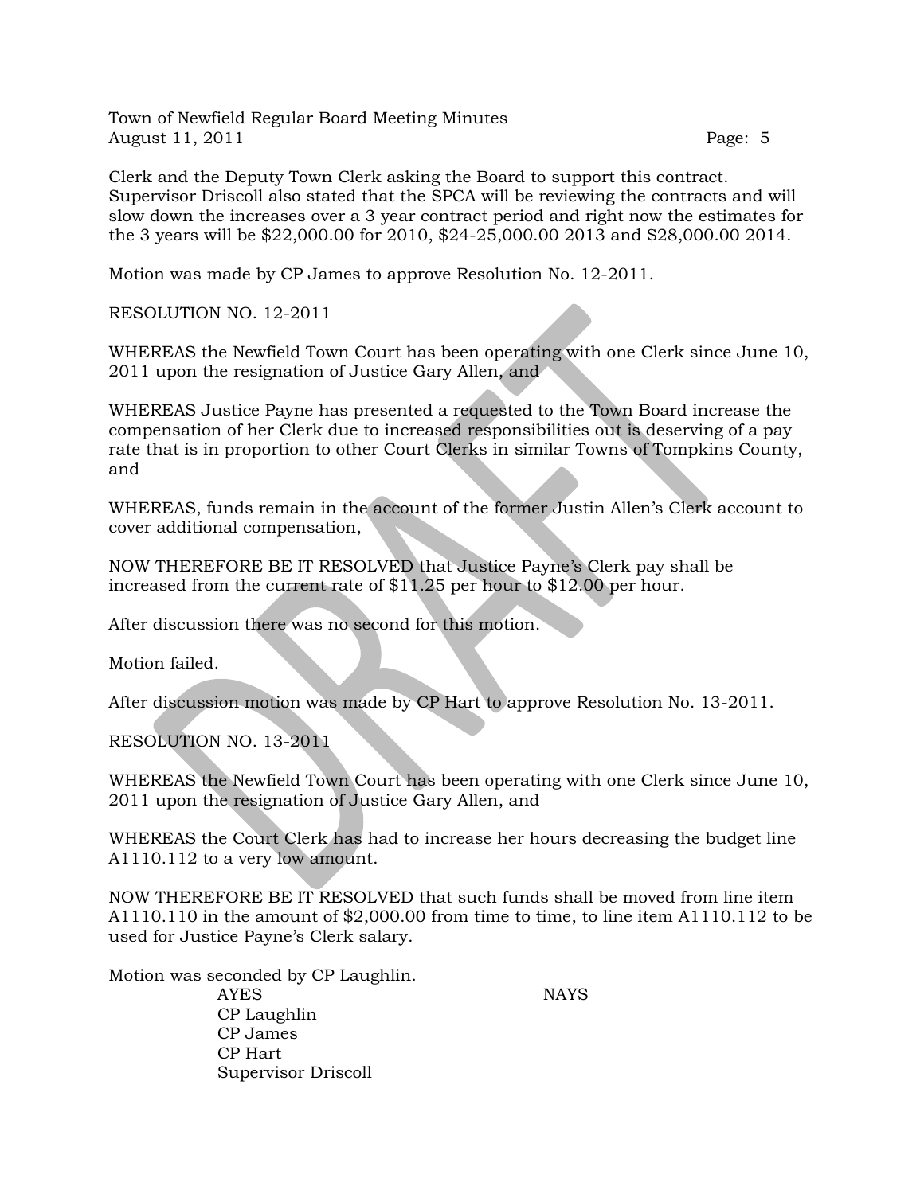Clerk and the Deputy Town Clerk asking the Board to support this contract. Supervisor Driscoll also stated that the SPCA will be reviewing the contracts and will slow down the increases over a 3 year contract period and right now the estimates for the 3 years will be $22,000.00 for 2010, $24-25,000.00 2013 and $28,000.00 2014.

Motion was made by CP James to approve Resolution No. 12-2011.

RESOLUTION NO. 12-2011

WHEREAS the Newfield Town Court has been operating with one Clerk since June 10, 2011 upon the resignation of Justice Gary Allen, and

WHEREAS Justice Payne has presented a requested to the Town Board increase the compensation of her Clerk due to increased responsibilities out is deserving of a pay rate that is in proportion to other Court Clerks in similar Towns of Tompkins County, and

WHEREAS, funds remain in the account of the former Justin Allen's Clerk account to cover additional compensation,

NOW THEREFORE BE IT RESOLVED that Justice Payne's Clerk pay shall be increased from the current rate of $11.25 per hour to $12.00 per hour.

After discussion there was no second for this motion.

Motion failed.

After discussion motion was made by CP Hart to approve Resolution No. 13-2011.

RESOLUTION NO. 13-2011

WHEREAS the Newfield Town Court has been operating with one Clerk since June 10, 2011 upon the resignation of Justice Gary Allen, and

WHEREAS the Court Clerk has had to increase her hours decreasing the budget line A1110.112 to a very low amount.

NOW THEREFORE BE IT RESOLVED that such funds shall be moved from line item A1110.110 in the amount of $2,000.00 from time to time, to line item A1110.112 to be used for Justice Payne's Clerk salary.

Motion was seconded by CP Laughlin.

| AYES | NAYS |
|---|---|
| CP Laughlin | |
| CP James | |
| CP Hart | |
| Supervisor Driscoll | |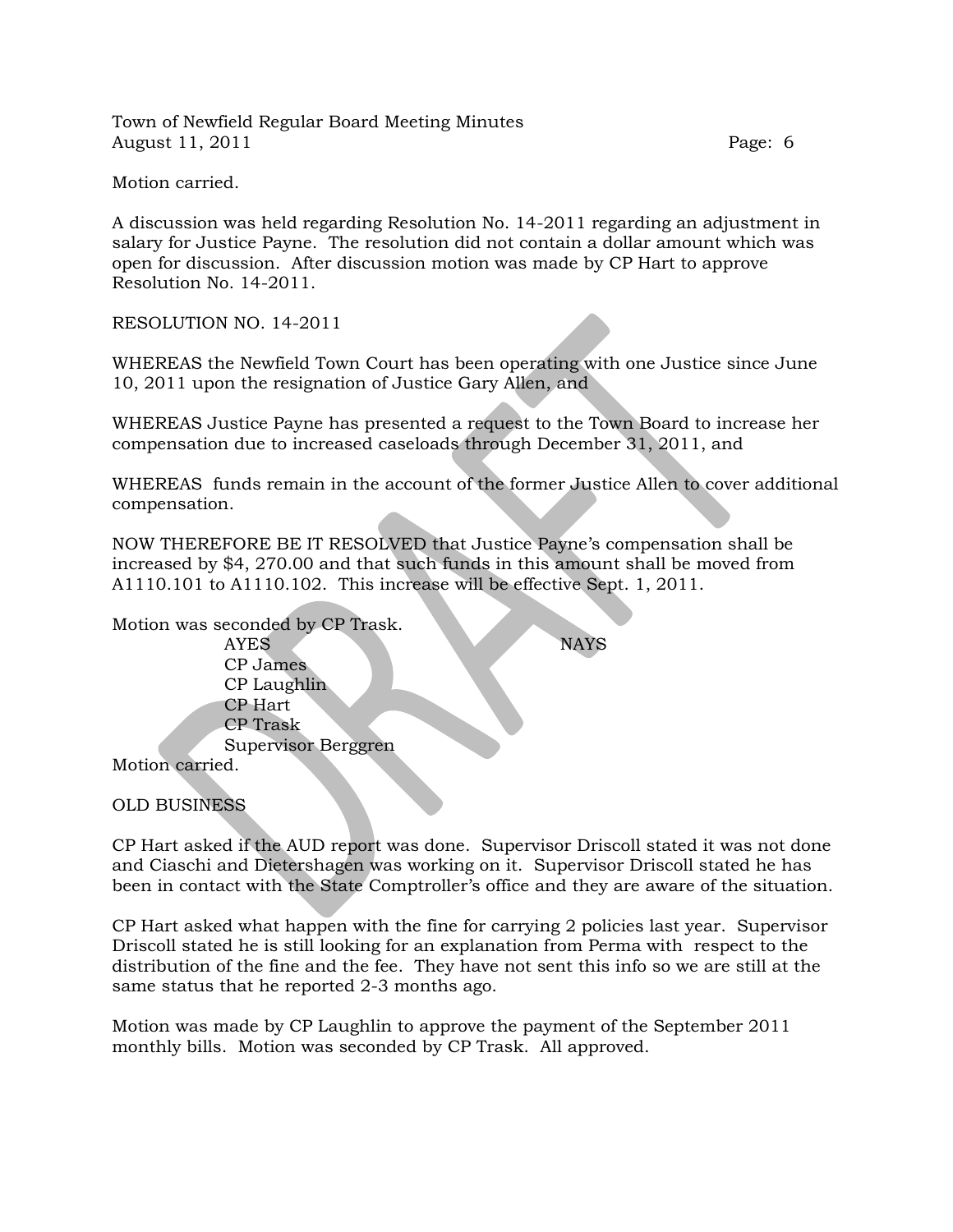Motion carried.

A discussion was held regarding Resolution No. 14-2011 regarding an adjustment in salary for Justice Payne. The resolution did not contain a dollar amount which was open for discussion. After discussion motion was made by CP Hart to approve Resolution No. 14-2011.

RESOLUTION NO. 14-2011

WHEREAS the Newfield Town Court has been operating with one Justice since June 10, 2011 upon the resignation of Justice Gary Allen, and

WHEREAS Justice Payne has presented a request to the Town Board to increase her compensation due to increased caseloads through December 31, 2011, and

WHEREAS funds remain in the account of the former Justice Allen to cover additional compensation.

NOW THEREFORE BE IT RESOLVED that Justice Payne's compensation shall be increased by $4, 270.00 and that such funds in this amount shall be moved from A1110.101 to A1110.102. This increase will be effective Sept. 1, 2011.

Motion was seconded by CP Trask.

| AYES | NAYS |
|---|---|
| CP James | |
| CP Laughlin | |
| CP Hart | |
| CP Trask | |
| Supervisor Berggren | |

Motion carried.

OLD BUSINESS

CP Hart asked if the AUD report was done. Supervisor Driscoll stated it was not done and Ciaschi and Dietershagen was working on it. Supervisor Driscoll stated he has been in contact with the State Comptroller's office and they are aware of the situation.

CP Hart asked what happen with the fine for carrying 2 policies last year. Supervisor Driscoll stated he is still looking for an explanation from Perma with respect to the distribution of the fine and the fee. They have not sent this info so we are still at the same status that he reported 2-3 months ago.

Motion was made by CP Laughlin to approve the payment of the September 2011 monthly bills. Motion was seconded by CP Trask. All approved.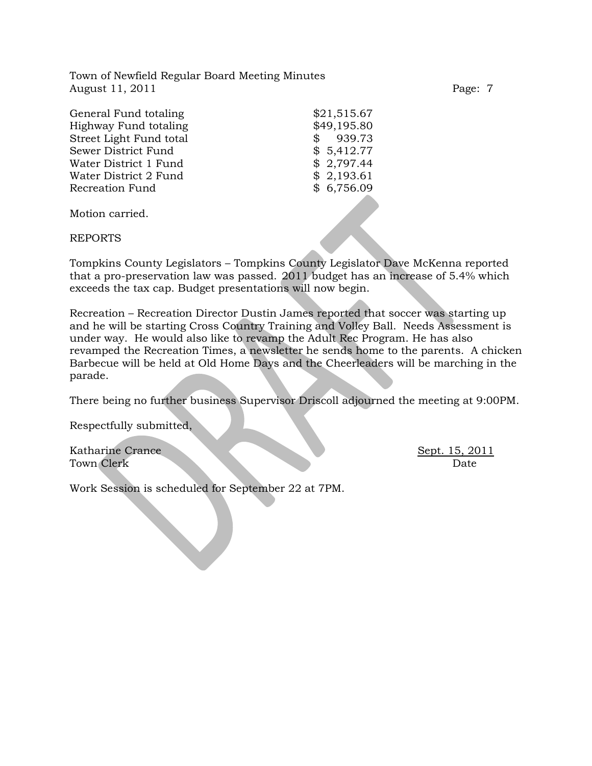| | |
|---|---|
| General Fund totaling | $21,515.67 |
| Highway Fund totaling | $49,195.80 |
| Street Light Fund total | $ 939.73 |
| Sewer District Fund | $ 5,412.77 |
| Water District 1 Fund | $ 2,797.44 |
| Water District 2 Fund | $ 2,193.61 |
| Recreation Fund | $ 6,756.09 |

Motion carried.

REPORTS

Tompkins County Legislators – Tompkins County Legislator Dave McKenna reported that a pro-preservation law was passed. 2011 budget has an increase of 5.4% which exceeds the tax cap. Budget presentations will now begin.

Recreation – Recreation Director Dustin James reported that soccer was starting up and he will be starting Cross Country Training and Volley Ball. Needs Assessment is under way. He would also like to revamp the Adult Rec Program. He has also revamped the Recreation Times, a newsletter he sends home to the parents. A chicken Barbecue will be held at Old Home Days and the Cheerleaders will be marching in the parade.

There being no further business Supervisor Driscoll adjourned the meeting at 9:00PM.

Respectfully submitted,

Katharine Crance
Town Clerk

Sept. 15, 2011
Date

Work Session is scheduled for September 22 at 7PM.